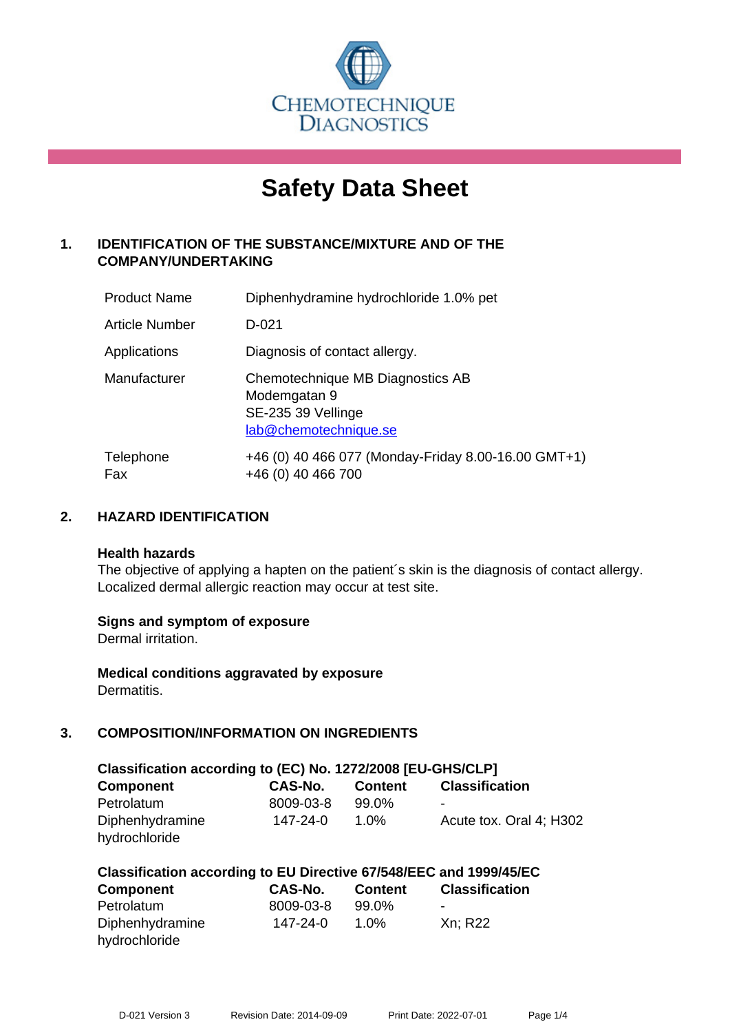CHEMOTECHNIQUE DIAGNOSTICS

# Safety Data Sheet

## 1. IDENTIFICATION OF THE SUBSTANCE/MIXTURE AND OF THE COMPANY/UNDERTAKING

| | |
|---|---|
| Product Name | Diphenhydramine hydrochloride 1.0% pet |
| Article Number | D-021 |
| Applications | Diagnosis of contact allergy. |
| Manufacturer | Chemotechnique MB Diagnostics AB<br>Modemgatan 9<br>SE-235 39 Vellinge<br>lab@chemotechnique.se |
| Telephone<br>Fax | +46 (0) 40 466 077 (Monday-Friday 8.00-16.00 GMT+1)<br>+46 (0) 40 466 700 |

## 2. HAZARD IDENTIFICATION

**Health hazards**
The objective of applying a hapten on the patient´s skin is the diagnosis of contact allergy. Localized dermal allergic reaction may occur at test site.

**Signs and symptom of exposure**
Dermal irritation.

**Medical conditions aggravated by exposure**
Dermatitis.

## 3. COMPOSITION/INFORMATION ON INGREDIENTS

**Classification according to (EC) No. 1272/2008 [EU-GHS/CLP]**

| Component | CAS-No. | Content | Classification |
|---|---|---|---|
| Petrolatum | 8009-03-8 | 99.0% | - |
| Diphenhydramine hydrochloride | 147-24-0 | 1.0% | Acute tox. Oral 4; H302 |

**Classification according to EU Directive 67/548/EEC and 1999/45/EC**

| Component | CAS-No. | Content | Classification |
|---|---|---|---|
| Petrolatum | 8009-03-8 | 99.0% | - |
| Diphenhydramine hydrochloride | 147-24-0 | 1.0% | Xn; R22 |

D-021 Version 3 Revision Date: 2014-09-09 Print Date: 2022-07-01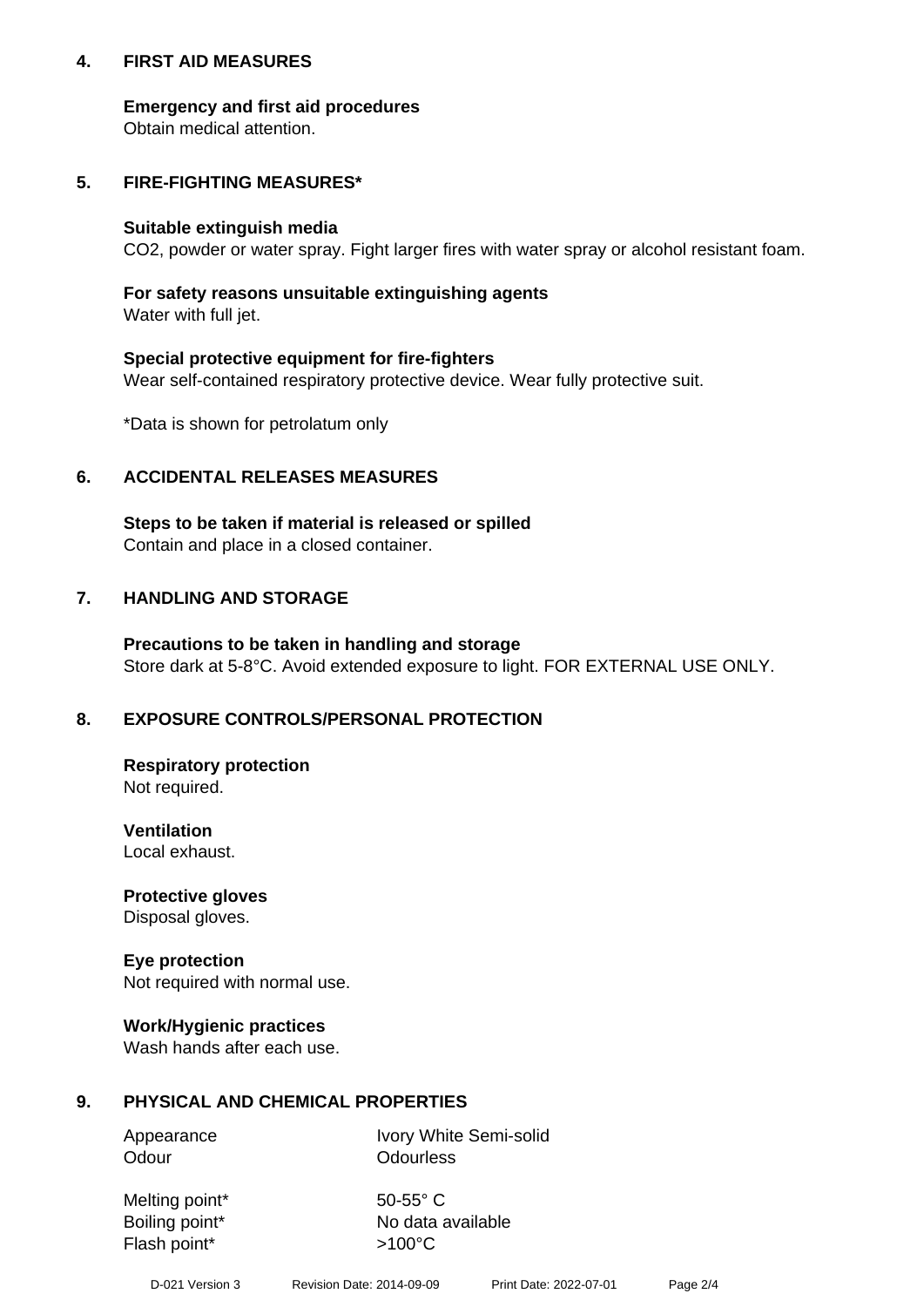## 4. FIRST AID MEASURES

**Emergency and first aid procedures**
Obtain medical attention.

## 5. FIRE-FIGHTING MEASURES*

**Suitable extinguish media**
$CO_2$, powder or water spray. Fight larger fires with water spray or alcohol resistant foam.

**For safety reasons unsuitable extinguishing agents**
Water with full jet.

**Special protective equipment for fire-fighters**
Wear self-contained respiratory protective device. Wear fully protective suit.

*Data is shown for petrolatum only

## 6. ACCIDENTAL RELEASES MEASURES

**Steps to be taken if material is released or spilled**
Contain and place in a closed container.

## 7. HANDLING AND STORAGE

**Precautions to be taken in handling and storage**
Store dark at 5-8°C. Avoid extended exposure to light. FOR EXTERNAL USE ONLY.

## 8. EXPOSURE CONTROLS/PERSONAL PROTECTION

**Respiratory protection**
Not required.

**Ventilation**
Local exhaust.

**Protective gloves**
Disposal gloves.

**Eye protection**
Not required with normal use.

**Work/Hygienic practices**
Wash hands after each use.

## 9. PHYSICAL AND CHEMICAL PROPERTIES

| | |
|---|---|
| Appearance | Ivory White Semi-solid |
| Odour | Odourless |
| Melting point* | 50-55° C |
| Boiling point* | No data available |
| Flash point* | >100°C |

D-021 Version 3 Revision Date: 2014-09-09 Print Date: 2022-07-01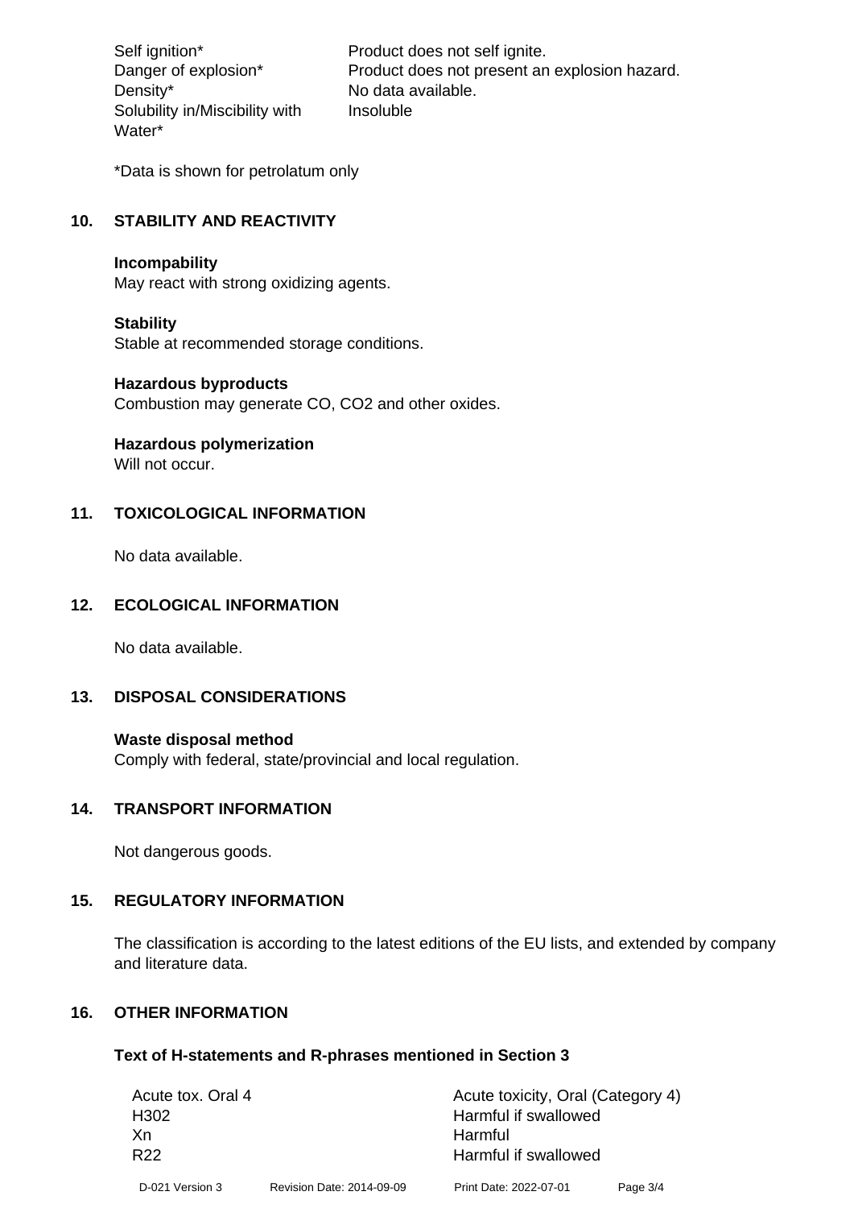| | |
|---|---|
| Self ignition* | Product does not self ignite. |
| Danger of explosion* | Product does not present an explosion hazard. |
| Density* | No data available. |
| Solubility in/Miscibility with Water* | Insoluble |

*Data is shown for petrolatum only

## 10. STABILITY AND REACTIVITY

**Incompability**
May react with strong oxidizing agents.

**Stability**
Stable at recommended storage conditions.

**Hazardous byproducts**
Combustion may generate CO, $CO_2$ and other oxides.

**Hazardous polymerization**
Will not occur.

## 11. TOXICOLOGICAL INFORMATION

No data available.

## 12. ECOLOGICAL INFORMATION

No data available.

## 13. DISPOSAL CONSIDERATIONS

**Waste disposal method**
Comply with federal, state/provincial and local regulation.

## 14. TRANSPORT INFORMATION

Not dangerous goods.

## 15. REGULATORY INFORMATION

The classification is according to the latest editions of the EU lists, and extended by company and literature data.

## 16. OTHER INFORMATION

### Text of H-statements and R-phrases mentioned in Section 3

| | |
|---|---|
| Acute tox. Oral 4 | Acute toxicity, Oral (Category 4) |
| H302 | Harmful if swallowed |
| Xn | Harmful |
| R22 | Harmful if swallowed |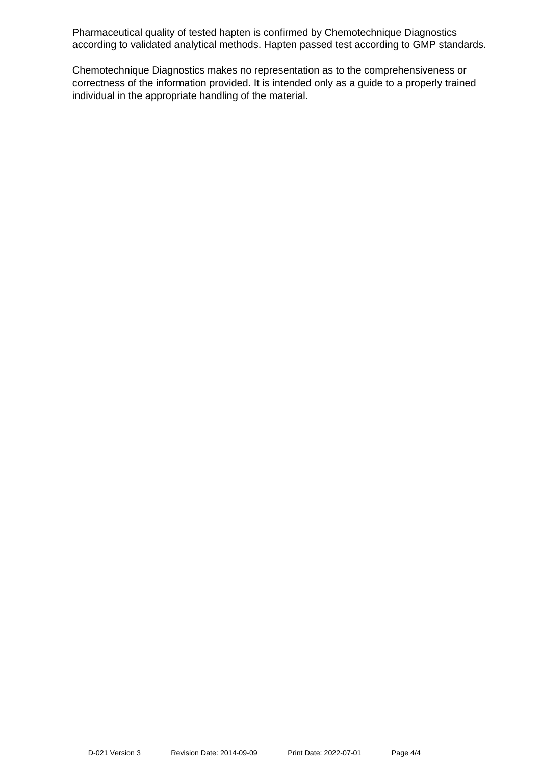Pharmaceutical quality of tested hapten is confirmed by Chemotechnique Diagnostics according to validated analytical methods. Hapten passed test according to GMP standards.

Chemotechnique Diagnostics makes no representation as to the comprehensiveness or correctness of the information provided. It is intended only as a guide to a properly trained individual in the appropriate handling of the material.